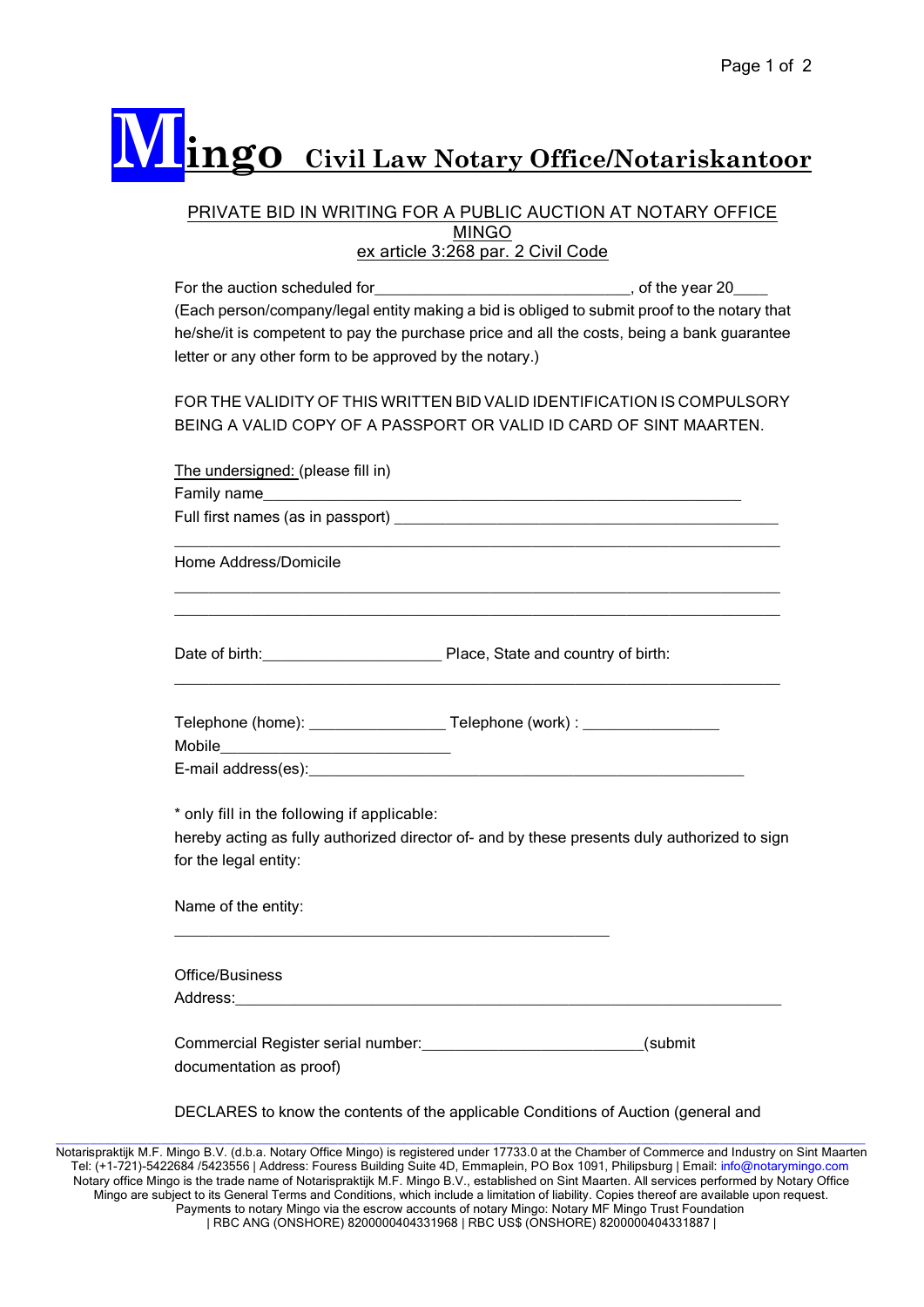# Mingo Civil Law Notary Office/Notariskantoor

## PRIVATE BID IN WRITING FOR A PUBLIC AUCTION AT NOTARY OFFICE MINGO
### ex article 3:268 par. 2 Civil Code

For the auction scheduled for______________________________, of the year 20____
(Each person/company/legal entity making a bid is obliged to submit proof to the notary that he/she/it is competent to pay the purchase price and all the costs, being a bank guarantee letter or any other form to be approved by the notary.)

FOR THE VALIDITY OF THIS WRITTEN BID VALID IDENTIFICATION IS COMPULSORY BEING A VALID COPY OF A PASSPORT OR VALID ID CARD OF SINT MAARTEN.

The undersigned: (please fill in)

Family name_________________________________________________________

Full first names (as in passport) _______________________________________________

________________________________________________________________________

Home Address/Domicile

________________________________________________________________________

________________________________________________________________________

Date of birth:_____________________ Place, State and country of birth:

________________________________________________________________________

Telephone (home): ________________ Telephone (work) : ________________

Mobile____________________________

E-mail address(es):______________________________________________________

* only fill in the following if applicable:
hereby acting as fully authorized director of- and by these presents duly authorized to sign for the legal entity:

Name of the entity:

__________________________________________________

Office/Business
Address:_______________________________________________________________

Commercial Register serial number:__________________________(submit documentation as proof)

DECLARES to know the contents of the applicable Conditions of Auction (general and

Notarispraktijk M.F. Mingo B.V. (d.b.a. Notary Office Mingo) is registered under 17733.0 at the Chamber of Commerce and Industry on Sint Maarten
Tel: (+1-721)-5422684 /5423556 | Address: Fouress Building Suite 4D, Emmaplein, PO Box 1091, Philipsburg | Email: info@notarymingo.com
Notary office Mingo is the trade name of Notarispraktijk M.F. Mingo B.V., established on Sint Maarten. All services performed by Notary Office Mingo are subject to its General Terms and Conditions, which include a limitation of liability. Copies thereof are available upon request.
Payments to notary Mingo via the escrow accounts of notary Mingo: Notary MF Mingo Trust Foundation
| RBC ANG (ONSHORE) 8200000404331968 | RBC US$ (ONSHORE) 8200000404331887 |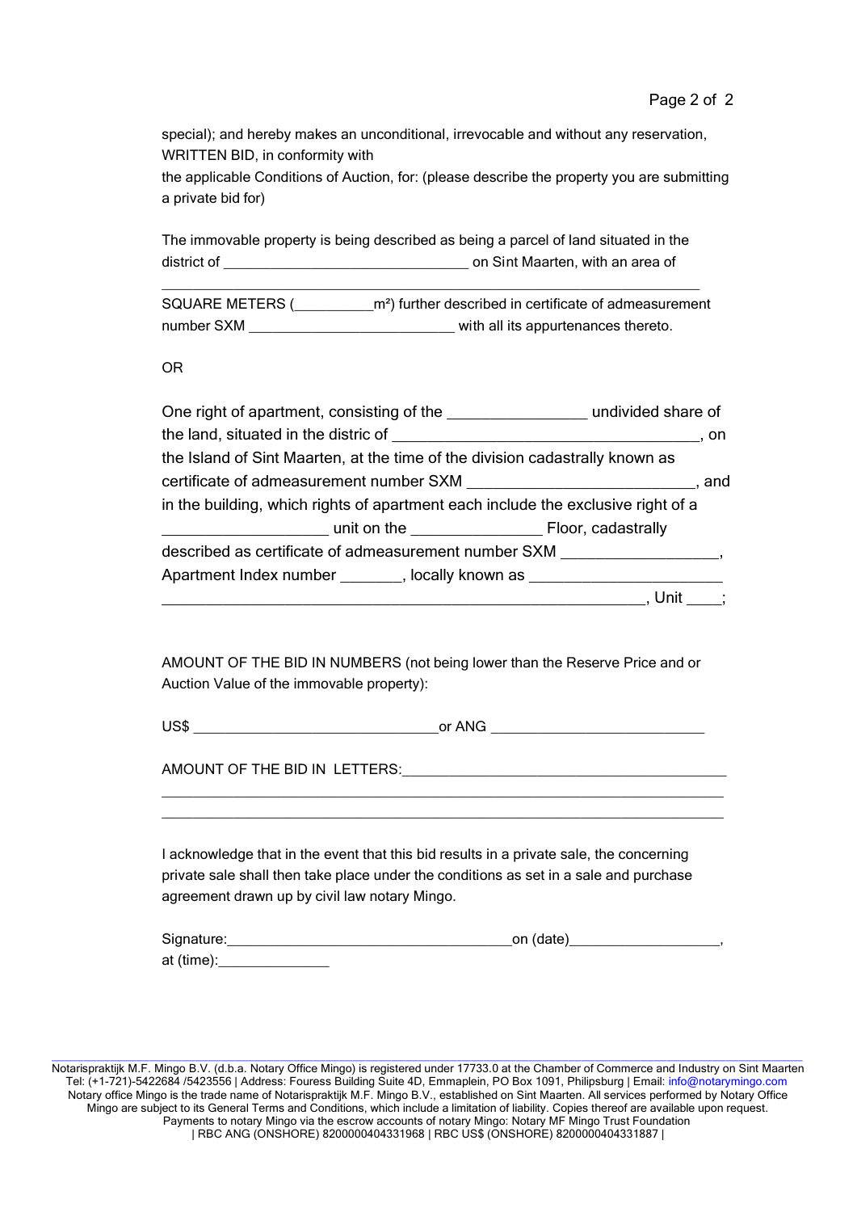special); and hereby makes an unconditional, irrevocable and without any reservation, WRITTEN BID, in conformity with
the applicable Conditions of Auction, for: (please describe the property you are submitting a private bid for)

The immovable property is being described as being a parcel of land situated in the district of ______________________________ on Sint Maarten, with an area of

_________________________________________________________________

SQUARE METERS (__________m²) further described in certificate of admeasurement number SXM __________________________ with all its appurtenances thereto.

OR

One right of apartment, consisting of the _________________ undivided share of the land, situated in the distric of ______________________________________, on the Island of Sint Maarten, at the time of the division cadastrally known as certificate of admeasurement number SXM ____________________________, and in the building, which rights of apartment each include the exclusive right of a ____________________ unit on the ________________ Floor, cadastrally described as certificate of admeasurement number SXM __________________, Apartment Index number _______, locally known as ________________________ __________________________________________________________, Unit ____;

AMOUNT OF THE BID IN NUMBERS (not being lower than the Reserve Price and or Auction Value of the immovable property):

US$ ______________________________or ANG ___________________________

AMOUNT OF THE BID IN LETTERS:_________________________________________
_________________________________________________________________________
_________________________________________________________________________

I acknowledge that in the event that this bid results in a private sale, the concerning private sale shall then take place under the conditions as set in a sale and purchase agreement drawn up by civil law notary Mingo.

Signature:____________________________________on (date)___________________, at (time):______________

Notarispraktijk M.F. Mingo B.V. (d.b.a. Notary Office Mingo) is registered under 17733.0 at the Chamber of Commerce and Industry on Sint Maarten
Tel: (+1-721)-5422684 /5423556 | Address: Fouress Building Suite 4D, Emmaplein, PO Box 1091, Philipsburg | Email: info@notarymingo.com
Notary office Mingo is the trade name of Notarispraktijk M.F. Mingo B.V., established on Sint Maarten. All services performed by Notary Office Mingo are subject to its General Terms and Conditions, which include a limitation of liability. Copies thereof are available upon request.
Payments to notary Mingo via the escrow accounts of notary Mingo: Notary MF Mingo Trust Foundation
| RBC ANG (ONSHORE) 8200000404331968 | RBC US$ (ONSHORE) 8200000404331887 |